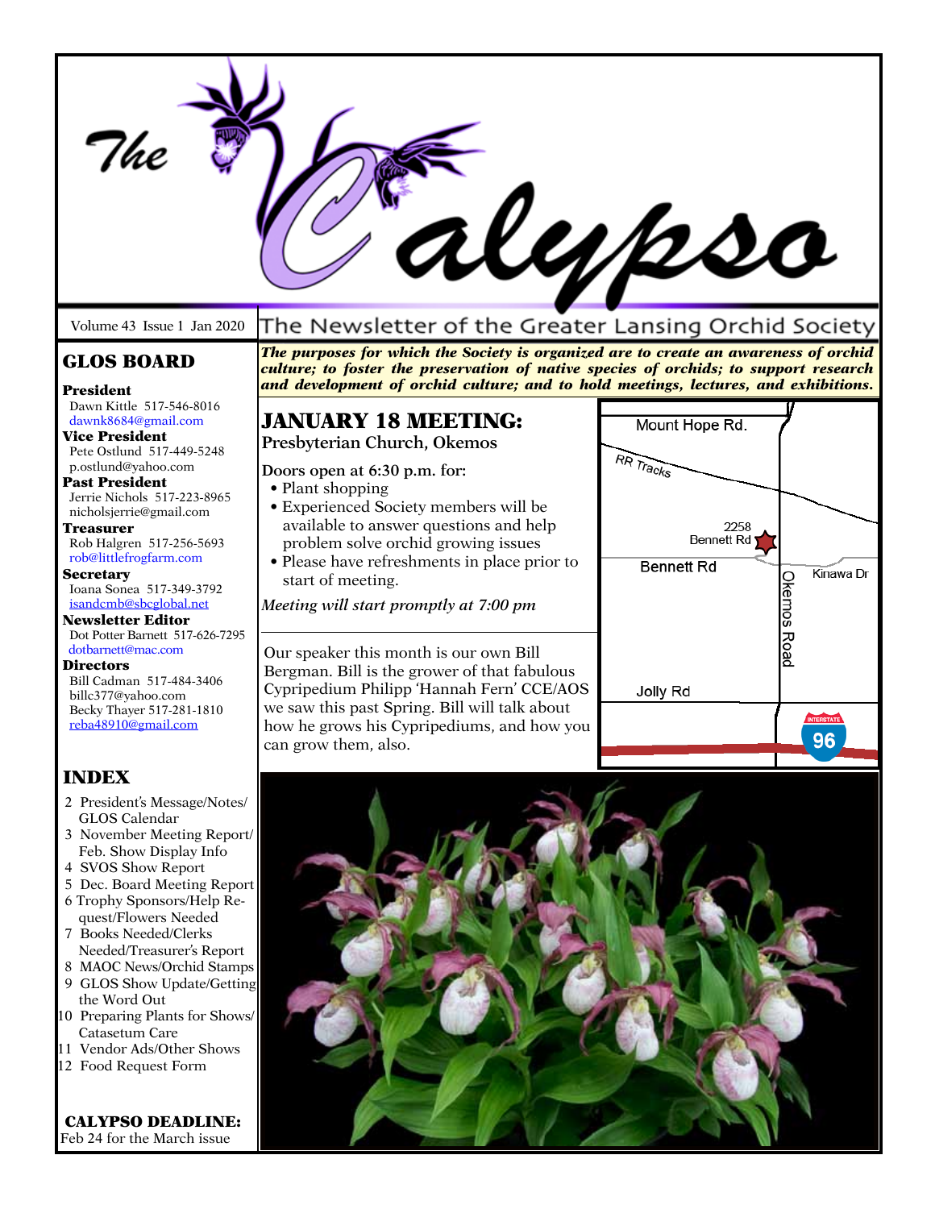# The Calypso

Volume 43 Issue 1 Jan 2020

The Newsletter of the Greater Lansing Orchid Society

***The purposes for which the Society is organized are to create an awareness of orchid culture; to foster the preservation of native species of orchids; to support research and development of orchid culture; and to hold meetings, lectures, and exhibitions.***

## GLOS BOARD

**President**
Dawn Kittle 517-546-8016
dawnk8684@gmail.com

**Vice President**
Pete Ostlund 517-449-5248
p.ostlund@yahoo.com

**Past President**
Jerrie Nichols 517-223-8965
nicholsjerrie@gmail.com

**Treasurer**
Rob Halgren 517-256-5693
rob@littlefrogfarm.com

**Secretary**
Ioana Sonea 517-349-3792
isandcmb@sbcglobal.net

**Newsletter Editor**
Dot Potter Barnett 517-626-7295
dotbarnett@mac.com

**Directors**
Bill Cadman 517-484-3406
billc377@yahoo.com
Becky Thayer 517-281-1810
reba48910@gmail.com

## INDEX

2 President's Message/Notes/ GLOS Calendar
3 November Meeting Report/ Feb. Show Display Info
4 SVOS Show Report
5 Dec. Board Meeting Report
6 Trophy Sponsors/Help Request/Flowers Needed
7 Books Needed/Clerks Needed/Treasurer's Report
8 MAOC News/Orchid Stamps
9 GLOS Show Update/Getting the Word Out
10 Preparing Plants for Shows/ Catasetum Care
11 Vendor Ads/Other Shows
12 Food Request Form

**CALYPSO DEADLINE:**
Feb 24 for the March issue

## JANUARY 18 MEETING:

**Presbyterian Church, Okemos**

Doors open at 6:30 p.m. for:

- Plant shopping
- Experienced Society members will be available to answer questions and help problem solve orchid growing issues
- Please have refreshments in place prior to start of meeting.

*Meeting will start promptly at 7:00 pm*

Mount Hope Rd. — RR Tracks — 2258 Bennett Rd — Bennett Rd — Kinawa Dr — Okemos Road — Jolly Rd — 96

Our speaker this month is our own Bill Bergman. Bill is the grower of that fabulous Cypripedium Philipp 'Hannah Fern' CCE/AOS we saw this past Spring. Bill will talk about how he grows his Cypripediums, and how you can grow them, also.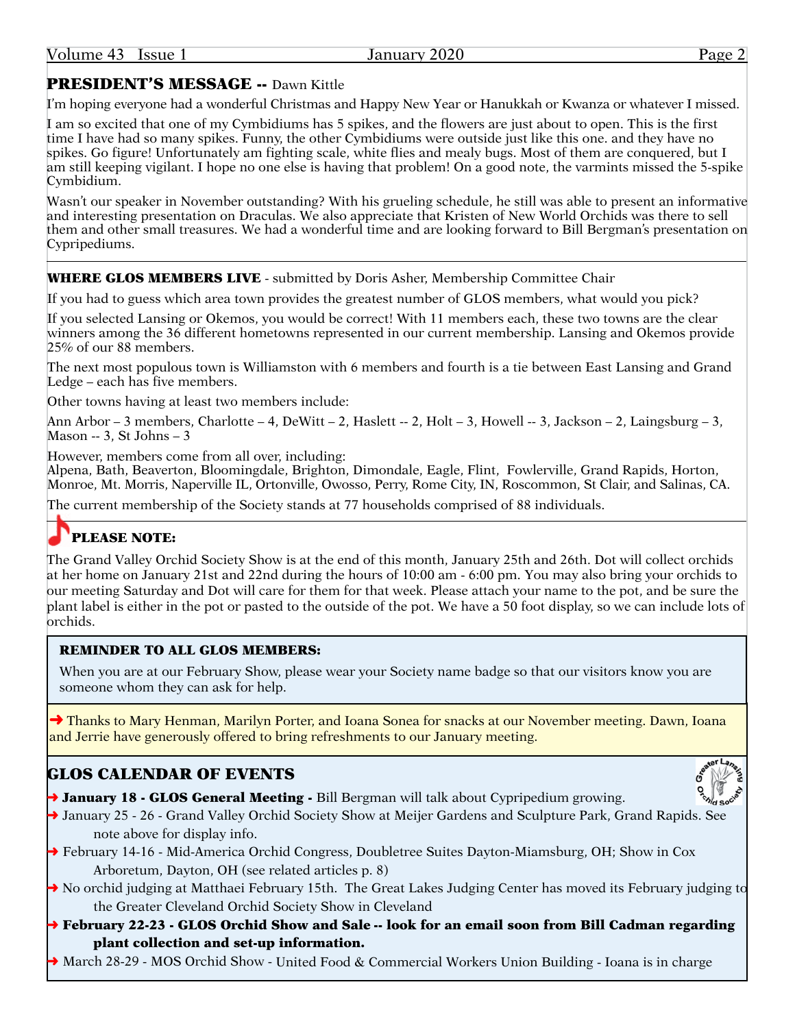## PRESIDENT'S MESSAGE -- Dawn Kittle

I'm hoping everyone had a wonderful Christmas and Happy New Year or Hanukkah or Kwanza or whatever I missed.

I am so excited that one of my Cymbidiums has 5 spikes, and the flowers are just about to open. This is the first time I have had so many spikes. Funny, the other Cymbidiums were outside just like this one. and they have no spikes. Go figure! Unfortunately am fighting scale, white flies and mealy bugs. Most of them are conquered, but I am still keeping vigilant. I hope no one else is having that problem! On a good note, the varmints missed the 5-spike Cymbidium.

Wasn't our speaker in November outstanding? With his grueling schedule, he still was able to present an informative and interesting presentation on Draculas. We also appreciate that Kristen of New World Orchids was there to sell them and other small treasures. We had a wonderful time and are looking forward to Bill Bergman's presentation on Cypripediums.

---

**WHERE GLOS MEMBERS LIVE** - submitted by Doris Asher, Membership Committee Chair

If you had to guess which area town provides the greatest number of GLOS members, what would you pick?

If you selected Lansing or Okemos, you would be correct! With 11 members each, these two towns are the clear winners among the 36 different hometowns represented in our current membership. Lansing and Okemos provide 25% of our 88 members.

The next most populous town is Williamston with 6 members and fourth is a tie between East Lansing and Grand Ledge – each has five members.

Other towns having at least two members include:

Ann Arbor – 3 members, Charlotte – 4, DeWitt – 2, Haslett -- 2, Holt – 3, Howell -- 3, Jackson – 2, Laingsburg – 3, Mason -- 3, St Johns – 3

However, members come from all over, including:
Alpena, Bath, Beaverton, Bloomingdale, Brighton, Dimondale, Eagle, Flint, Fowlerville, Grand Rapids, Horton, Monroe, Mt. Morris, Naperville IL, Ortonville, Owosso, Perry, Rome City, IN, Roscommon, St Clair, and Salinas, CA.

The current membership of the Society stands at 77 households comprised of 88 individuals.

---

**PLEASE NOTE:**

The Grand Valley Orchid Society Show is at the end of this month, January 25th and 26th. Dot will collect orchids at her home on January 21st and 22nd during the hours of 10:00 am - 6:00 pm. You may also bring your orchids to our meeting Saturday and Dot will care for them for that week. Please attach your name to the pot, and be sure the plant label is either in the pot or pasted to the outside of the pot. We have a 50 foot display, so we can include lots of orchids.

**REMINDER TO ALL GLOS MEMBERS:**

When you are at our February Show, please wear your Society name badge so that our visitors know you are someone whom they can ask for help.

➜ Thanks to Mary Henman, Marilyn Porter, and Ioana Sonea for snacks at our November meeting. Dawn, Ioana and Jerrie have generously offered to bring refreshments to our January meeting.

## GLOS CALENDAR OF EVENTS

- ➜ **January 18 - GLOS General Meeting -** Bill Bergman will talk about Cypripedium growing.
- ➜ January 25 - 26 - Grand Valley Orchid Society Show at Meijer Gardens and Sculpture Park, Grand Rapids. See note above for display info.
- ➜ February 14-16 - Mid-America Orchid Congress, Doubletree Suites Dayton-Miamsburg, OH; Show in Cox Arboretum, Dayton, OH (see related articles p. 8)
- ➜ No orchid judging at Matthaei February 15th. The Great Lakes Judging Center has moved its February judging to the Greater Cleveland Orchid Society Show in Cleveland
- ➜ **February 22-23 - GLOS Orchid Show and Sale -- look for an email soon from Bill Cadman regarding plant collection and set-up information.**
- ➜ March 28-29 - MOS Orchid Show - United Food & Commercial Workers Union Building - Ioana is in charge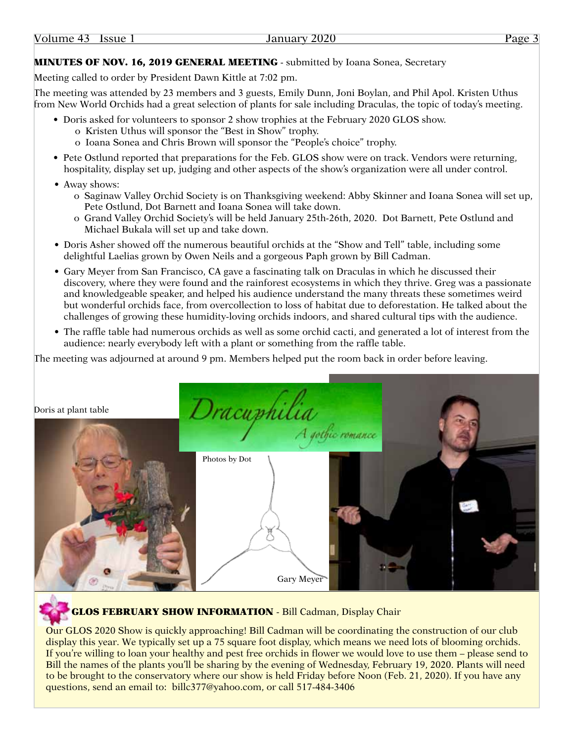**MINUTES OF NOV. 16, 2019 GENERAL MEETING** - submitted by Ioana Sonea, Secretary

Meeting called to order by President Dawn Kittle at 7:02 pm.

The meeting was attended by 23 members and 3 guests, Emily Dunn, Joni Boylan, and Phil Apol. Kristen Uthus from New World Orchids had a great selection of plants for sale including Draculas, the topic of today's meeting.

- Doris asked for volunteers to sponsor 2 show trophies at the February 2020 GLOS show.
  - Kristen Uthus will sponsor the "Best in Show" trophy.
  - Ioana Sonea and Chris Brown will sponsor the "People's choice" trophy.
- Pete Ostlund reported that preparations for the Feb. GLOS show were on track. Vendors were returning, hospitality, display set up, judging and other aspects of the show's organization were all under control.
- Away shows:
  - Saginaw Valley Orchid Society is on Thanksgiving weekend: Abby Skinner and Ioana Sonea will set up, Pete Ostlund, Dot Barnett and Ioana Sonea will take down.
  - Grand Valley Orchid Society's will be held January 25th-26th, 2020. Dot Barnett, Pete Ostlund and Michael Bukala will set up and take down.
- Doris Asher showed off the numerous beautiful orchids at the "Show and Tell" table, including some delightful Laelias grown by Owen Neils and a gorgeous Paph grown by Bill Cadman.
- Gary Meyer from San Francisco, CA gave a fascinating talk on Draculas in which he discussed their discovery, where they were found and the rainforest ecosystems in which they thrive. Greg was a passionate and knowledgeable speaker, and helped his audience understand the many threats these sometimes weird but wonderful orchids face, from overcollection to loss of habitat due to deforestation. He talked about the challenges of growing these humidity-loving orchids indoors, and shared cultural tips with the audience.
- The raffle table had numerous orchids as well as some orchid cacti, and generated a lot of interest from the audience: nearly everybody left with a plant or something from the raffle table.

The meeting was adjourned at around 9 pm. Members helped put the room back in order before leaving.

Doris at plant table

Dracuphilia
A gothic romance

Photos by Dot

Gary Meyer

**GLOS FEBRUARY SHOW INFORMATION** - Bill Cadman, Display Chair

Our GLOS 2020 Show is quickly approaching! Bill Cadman will be coordinating the construction of our club display this year. We typically set up a 75 square foot display, which means we need lots of blooming orchids. If you're willing to loan your healthy and pest free orchids in flower we would love to use them – please send to Bill the names of the plants you'll be sharing by the evening of Wednesday, February 19, 2020. Plants will need to be brought to the conservatory where our show is held Friday before Noon (Feb. 21, 2020). If you have any questions, send an email to: billc377@yahoo.com, or call 517-484-3406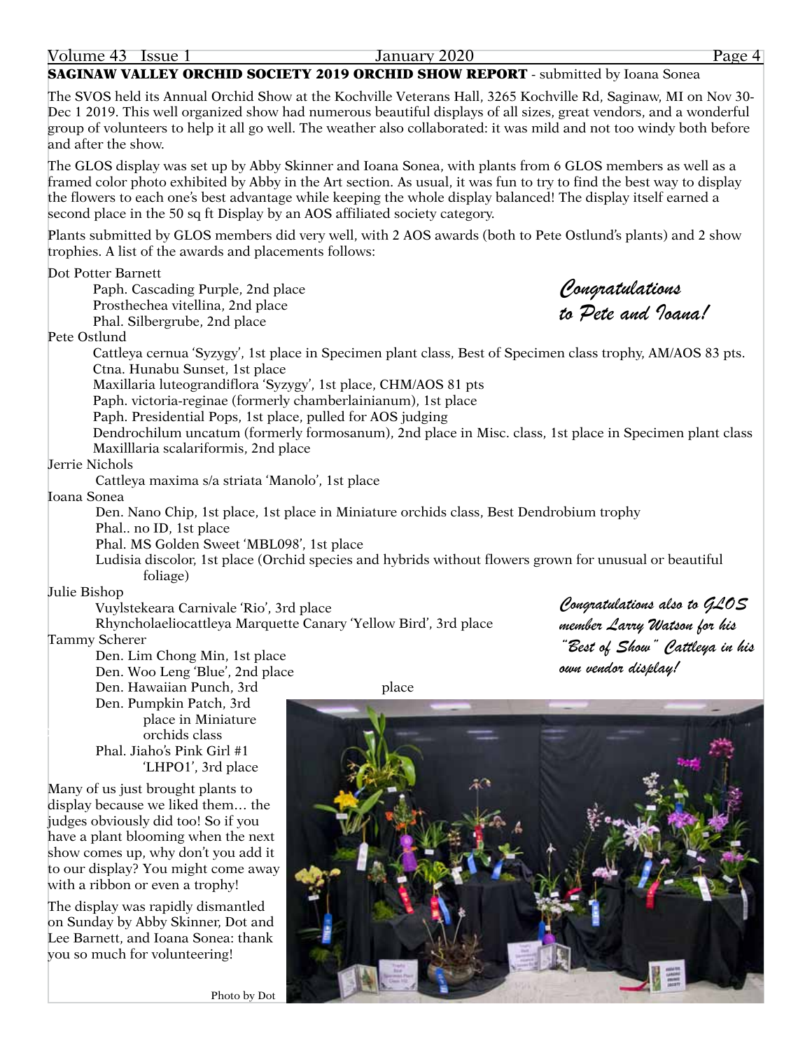## SAGINAW VALLEY ORCHID SOCIETY 2019 ORCHID SHOW REPORT - submitted by Ioana Sonea

The SVOS held its Annual Orchid Show at the Kochville Veterans Hall, 3265 Kochville Rd, Saginaw, MI on Nov 30-Dec 1 2019. This well organized show had numerous beautiful displays of all sizes, great vendors, and a wonderful group of volunteers to help it all go well. The weather also collaborated: it was mild and not too windy both before and after the show.

The GLOS display was set up by Abby Skinner and Ioana Sonea, with plants from 6 GLOS members as well as a framed color photo exhibited by Abby in the Art section. As usual, it was fun to try to find the best way to display the flowers to each one's best advantage while keeping the whole display balanced! The display itself earned a second place in the 50 sq ft Display by an AOS affiliated society category.

Plants submitted by GLOS members did very well, with 2 AOS awards (both to Pete Ostlund's plants) and 2 show trophies. A list of the awards and placements follows:

*Congratulations to Pete and Ioana!*

Dot Potter Barnett
- Paph. Cascading Purple, 2nd place
- Prosthechea vitellina, 2nd place
- Phal. Silbergrube, 2nd place

Pete Ostlund
- Cattleya cernua 'Syzygy', 1st place in Specimen plant class, Best of Specimen class trophy, AM/AOS 83 pts.
- Ctna. Hunabu Sunset, 1st place
- Maxillaria luteograndiflora 'Syzygy', 1st place, CHM/AOS 81 pts
- Paph. victoria-reginae (formerly chamberlainianum), 1st place
- Paph. Presidential Pops, 1st place, pulled for AOS judging
- Dendrochilum uncatum (formerly formosanum), 2nd place in Misc. class, 1st place in Specimen plant class
- Maxilllaria scalariformis, 2nd place

Jerrie Nichols
- Cattleya maxima s/a striata 'Manolo', 1st place

Ioana Sonea
- Den. Nano Chip, 1st place, 1st place in Miniature orchids class, Best Dendrobium trophy
- Phal.. no ID, 1st place
- Phal. MS Golden Sweet 'MBL098', 1st place
- Ludisia discolor, 1st place (Orchid species and hybrids without flowers grown for unusual or beautiful foliage)

Julie Bishop
- Vuylstekeara Carnivale 'Rio', 3rd place
- Rhyncholaeliocattleya Marquette Canary 'Yellow Bird', 3rd place

Tammy Scherer
- Den. Lim Chong Min, 1st place
- Den. Woo Leng 'Blue', 2nd place
- Den. Hawaiian Punch, 3rd place
- Den. Pumpkin Patch, 3rd place in Miniature orchids class
- Phal. Jiaho's Pink Girl #1 'LHPO1', 3rd place

*Congratulations also to GLOS member Larry Watson for his "Best of Show" Cattleya in his own vendor display!*

Many of us just brought plants to display because we liked them… the judges obviously did too! So if you have a plant blooming when the next show comes up, why don't you add it to our display? You might come away with a ribbon or even a trophy!

The display was rapidly dismantled on Sunday by Abby Skinner, Dot and Lee Barnett, and Ioana Sonea: thank you so much for volunteering!

Photo by Dot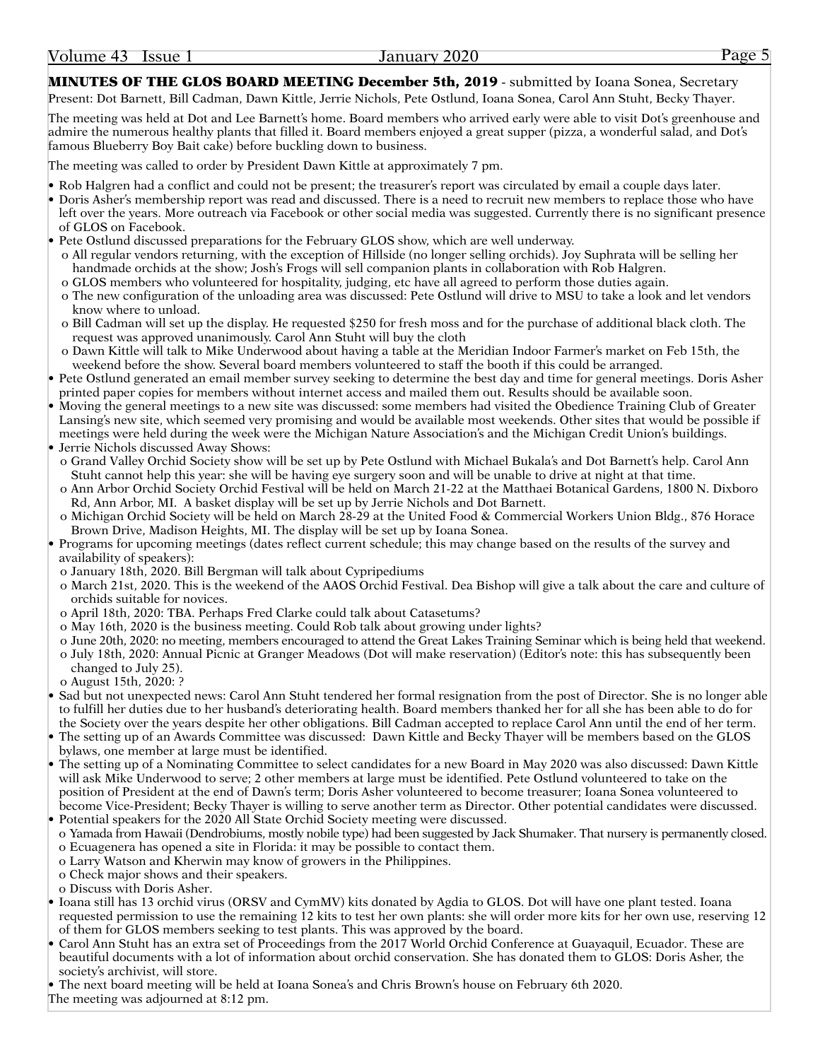**MINUTES OF THE GLOS BOARD MEETING December 5th, 2019** - submitted by Ioana Sonea, Secretary

Present: Dot Barnett, Bill Cadman, Dawn Kittle, Jerrie Nichols, Pete Ostlund, Ioana Sonea, Carol Ann Stuht, Becky Thayer.

The meeting was held at Dot and Lee Barnett's home. Board members who arrived early were able to visit Dot's greenhouse and admire the numerous healthy plants that filled it. Board members enjoyed a great supper (pizza, a wonderful salad, and Dot's famous Blueberry Boy Bait cake) before buckling down to business.

The meeting was called to order by President Dawn Kittle at approximately 7 pm.

- Rob Halgren had a conflict and could not be present; the treasurer's report was circulated by email a couple days later.
- Doris Asher's membership report was read and discussed. There is a need to recruit new members to replace those who have left over the years. More outreach via Facebook or other social media was suggested. Currently there is no significant presence of GLOS on Facebook.
- Pete Ostlund discussed preparations for the February GLOS show, which are well underway.
  - All regular vendors returning, with the exception of Hillside (no longer selling orchids). Joy Suphrata will be selling her handmade orchids at the show; Josh's Frogs will sell companion plants in collaboration with Rob Halgren.
  - GLOS members who volunteered for hospitality, judging, etc have all agreed to perform those duties again.
  - The new configuration of the unloading area was discussed: Pete Ostlund will drive to MSU to take a look and let vendors know where to unload.
  - Bill Cadman will set up the display. He requested $250 for fresh moss and for the purchase of additional black cloth. The request was approved unanimously. Carol Ann Stuht will buy the cloth
  - Dawn Kittle will talk to Mike Underwood about having a table at the Meridian Indoor Farmer's market on Feb 15th, the weekend before the show. Several board members volunteered to staff the booth if this could be arranged.
- Pete Ostlund generated an email member survey seeking to determine the best day and time for general meetings. Doris Asher printed paper copies for members without internet access and mailed them out. Results should be available soon.
- Moving the general meetings to a new site was discussed: some members had visited the Obedience Training Club of Greater Lansing's new site, which seemed very promising and would be available most weekends. Other sites that would be possible if meetings were held during the week were the Michigan Nature Association's and the Michigan Credit Union's buildings.
- Jerrie Nichols discussed Away Shows:
  - Grand Valley Orchid Society show will be set up by Pete Ostlund with Michael Bukala's and Dot Barnett's help. Carol Ann Stuht cannot help this year: she will be having eye surgery soon and will be unable to drive at night at that time.
  - Ann Arbor Orchid Society Orchid Festival will be held on March 21-22 at the Matthaei Botanical Gardens, 1800 N. Dixboro Rd, Ann Arbor, MI. A basket display will be set up by Jerrie Nichols and Dot Barnett.
  - Michigan Orchid Society will be held on March 28-29 at the United Food & Commercial Workers Union Bldg., 876 Horace Brown Drive, Madison Heights, MI. The display will be set up by Ioana Sonea.
- Programs for upcoming meetings (dates reflect current schedule; this may change based on the results of the survey and availability of speakers):
  - January 18th, 2020. Bill Bergman will talk about Cypripediums
  - March 21st, 2020. This is the weekend of the AAOS Orchid Festival. Dea Bishop will give a talk about the care and culture of orchids suitable for novices.
  - April 18th, 2020: TBA. Perhaps Fred Clarke could talk about Catasetums?
  - May 16th, 2020 is the business meeting. Could Rob talk about growing under lights?
  - June 20th, 2020: no meeting, members encouraged to attend the Great Lakes Training Seminar which is being held that weekend.
  - July 18th, 2020: Annual Picnic at Granger Meadows (Dot will make reservation) (Editor's note: this has subsequently been changed to July 25).
  - August 15th, 2020: ?
- Sad but not unexpected news: Carol Ann Stuht tendered her formal resignation from the post of Director. She is no longer able to fulfill her duties due to her husband's deteriorating health. Board members thanked her for all she has been able to do for the Society over the years despite her other obligations. Bill Cadman accepted to replace Carol Ann until the end of her term.
- The setting up of an Awards Committee was discussed: Dawn Kittle and Becky Thayer will be members based on the GLOS bylaws, one member at large must be identified.
- The setting up of a Nominating Committee to select candidates for a new Board in May 2020 was also discussed: Dawn Kittle will ask Mike Underwood to serve; 2 other members at large must be identified. Pete Ostlund volunteered to take on the position of President at the end of Dawn's term; Doris Asher volunteered to become treasurer; Ioana Sonea volunteered to become Vice-President; Becky Thayer is willing to serve another term as Director. Other potential candidates were discussed.
- Potential speakers for the 2020 All State Orchid Society meeting were discussed.
  - Yamada from Hawaii (Dendrobiums, mostly nobile type) had been suggested by Jack Shumaker. That nursery is permanently closed.
  - Ecuagenera has opened a site in Florida: it may be possible to contact them.
  - Larry Watson and Kherwin may know of growers in the Philippines.
  - Check major shows and their speakers.
  - Discuss with Doris Asher.
- Ioana still has 13 orchid virus (ORSV and CymMV) kits donated by Agdia to GLOS. Dot will have one plant tested. Ioana requested permission to use the remaining 12 kits to test her own plants: she will order more kits for her own use, reserving 12 of them for GLOS members seeking to test plants. This was approved by the board.
- Carol Ann Stuht has an extra set of Proceedings from the 2017 World Orchid Conference at Guayaquil, Ecuador. These are beautiful documents with a lot of information about orchid conservation. She has donated them to GLOS: Doris Asher, the society's archivist, will store.
- The next board meeting will be held at Ioana Sonea's and Chris Brown's house on February 6th 2020.

The meeting was adjourned at 8:12 pm.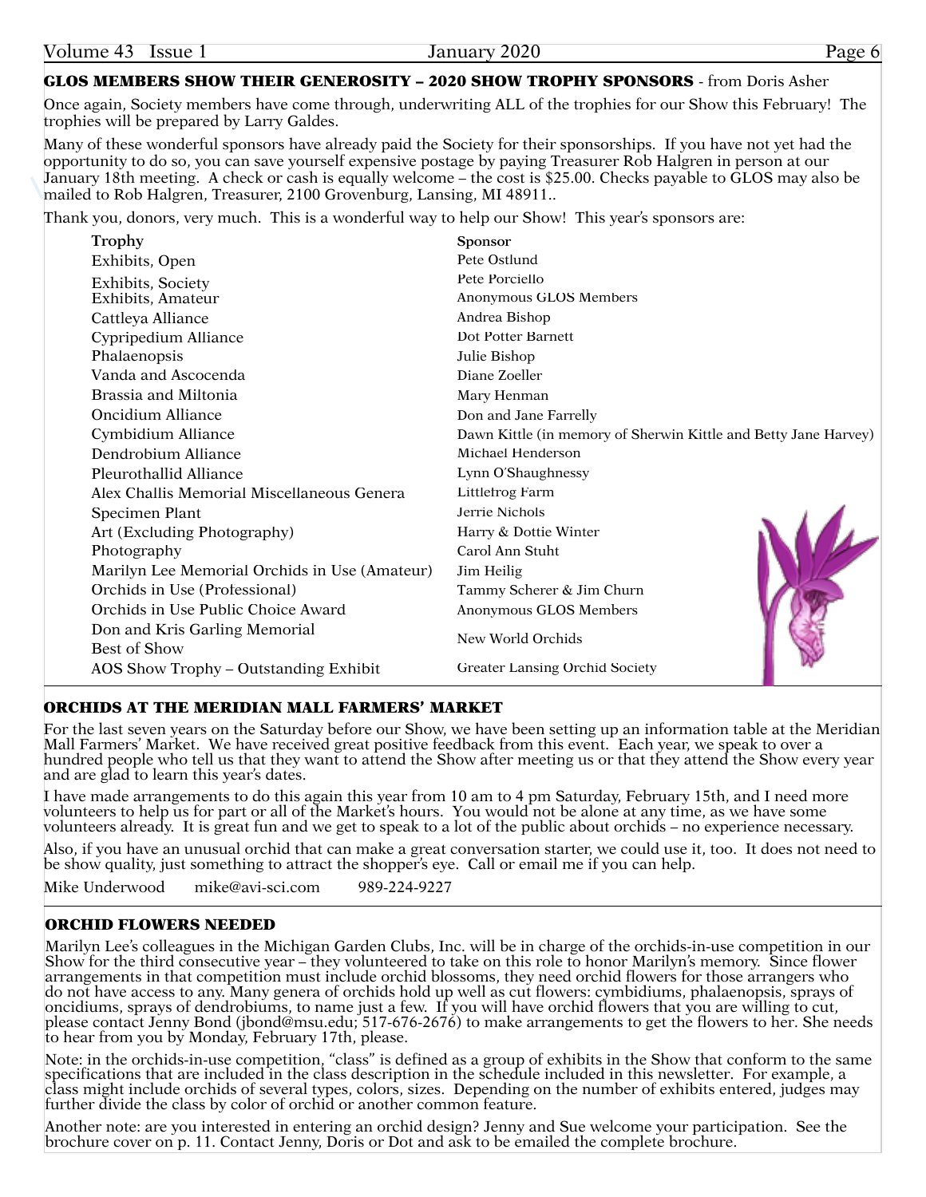## GLOS MEMBERS SHOW THEIR GENEROSITY – 2020 SHOW TROPHY SPONSORS - from Doris Asher

Once again, Society members have come through, underwriting ALL of the trophies for our Show this February! The trophies will be prepared by Larry Galdes.

Many of these wonderful sponsors have already paid the Society for their sponsorships. If you have not yet had the opportunity to do so, you can save yourself expensive postage by paying Treasurer Rob Halgren in person at our January 18th meeting. A check or cash is equally welcome – the cost is $25.00. Checks payable to GLOS may also be mailed to Rob Halgren, Treasurer, 2100 Grovenburg, Lansing, MI 48911..

Thank you, donors, very much. This is a wonderful way to help our Show! This year's sponsors are:

| Trophy | Sponsor |
|---|---|
| Exhibits, Open | Pete Ostlund |
| Exhibits, Society | Pete Porciello |
| Exhibits, Amateur | Anonymous GLOS Members |
| Cattleya Alliance | Andrea Bishop |
| Cypripedium Alliance | Dot Potter Barnett |
| Phalaenopsis | Julie Bishop |
| Vanda and Ascocenda | Diane Zoeller |
| Brassia and Miltonia | Mary Henman |
| Oncidium Alliance | Don and Jane Farrelly |
| Cymbidium Alliance | Dawn Kittle (in memory of Sherwin Kittle and Betty Jane Harvey) |
| Dendrobium Alliance | Michael Henderson |
| Pleurothallid Alliance | Lynn O'Shaughnessy |
| Alex Challis Memorial Miscellaneous Genera | Littlefrog Farm |
| Specimen Plant | Jerrie Nichols |
| Art (Excluding Photography) | Harry & Dottie Winter |
| Photography | Carol Ann Stuht |
| Marilyn Lee Memorial Orchids in Use (Amateur) | Jim Heilig |
| Orchids in Use (Professional) | Tammy Scherer & Jim Churn |
| Orchids in Use Public Choice Award | Anonymous GLOS Members |
| Don and Kris Garling Memorial Best of Show | New World Orchids |
| AOS Show Trophy – Outstanding Exhibit | Greater Lansing Orchid Society |

## ORCHIDS AT THE MERIDIAN MALL FARMERS' MARKET

For the last seven years on the Saturday before our Show, we have been setting up an information table at the Meridian Mall Farmers' Market. We have received great positive feedback from this event. Each year, we speak to over a hundred people who tell us that they want to attend the Show after meeting us or that they attend the Show every year and are glad to learn this year's dates.

I have made arrangements to do this again this year from 10 am to 4 pm Saturday, February 15th, and I need more volunteers to help us for part or all of the Market's hours. You would not be alone at any time, as we have some volunteers already. It is great fun and we get to speak to a lot of the public about orchids – no experience necessary.

Also, if you have an unusual orchid that can make a great conversation starter, we could use it, too. It does not need to be show quality, just something to attract the shopper's eye. Call or email me if you can help.

Mike Underwood mike@avi-sci.com 989-224-9227

## ORCHID FLOWERS NEEDED

Marilyn Lee's colleagues in the Michigan Garden Clubs, Inc. will be in charge of the orchids-in-use competition in our Show for the third consecutive year – they volunteered to take on this role to honor Marilyn's memory. Since flower arrangements in that competition must include orchid blossoms, they need orchid flowers for those arrangers who do not have access to any. Many genera of orchids hold up well as cut flowers: cymbidiums, phalaenopsis, sprays of oncidiums, sprays of dendrobiums, to name just a few. If you will have orchid flowers that you are willing to cut, please contact Jenny Bond (jbond@msu.edu; 517-676-2676) to make arrangements to get the flowers to her. She needs to hear from you by Monday, February 17th, please.

Note: in the orchids-in-use competition, "class" is defined as a group of exhibits in the Show that conform to the same specifications that are included in the class description in the schedule included in this newsletter. For example, a class might include orchids of several types, colors, sizes. Depending on the number of exhibits entered, judges may further divide the class by color of orchid or another common feature.

Another note: are you interested in entering an orchid design? Jenny and Sue welcome your participation. See the brochure cover on p. 11. Contact Jenny, Doris or Dot and ask to be emailed the complete brochure.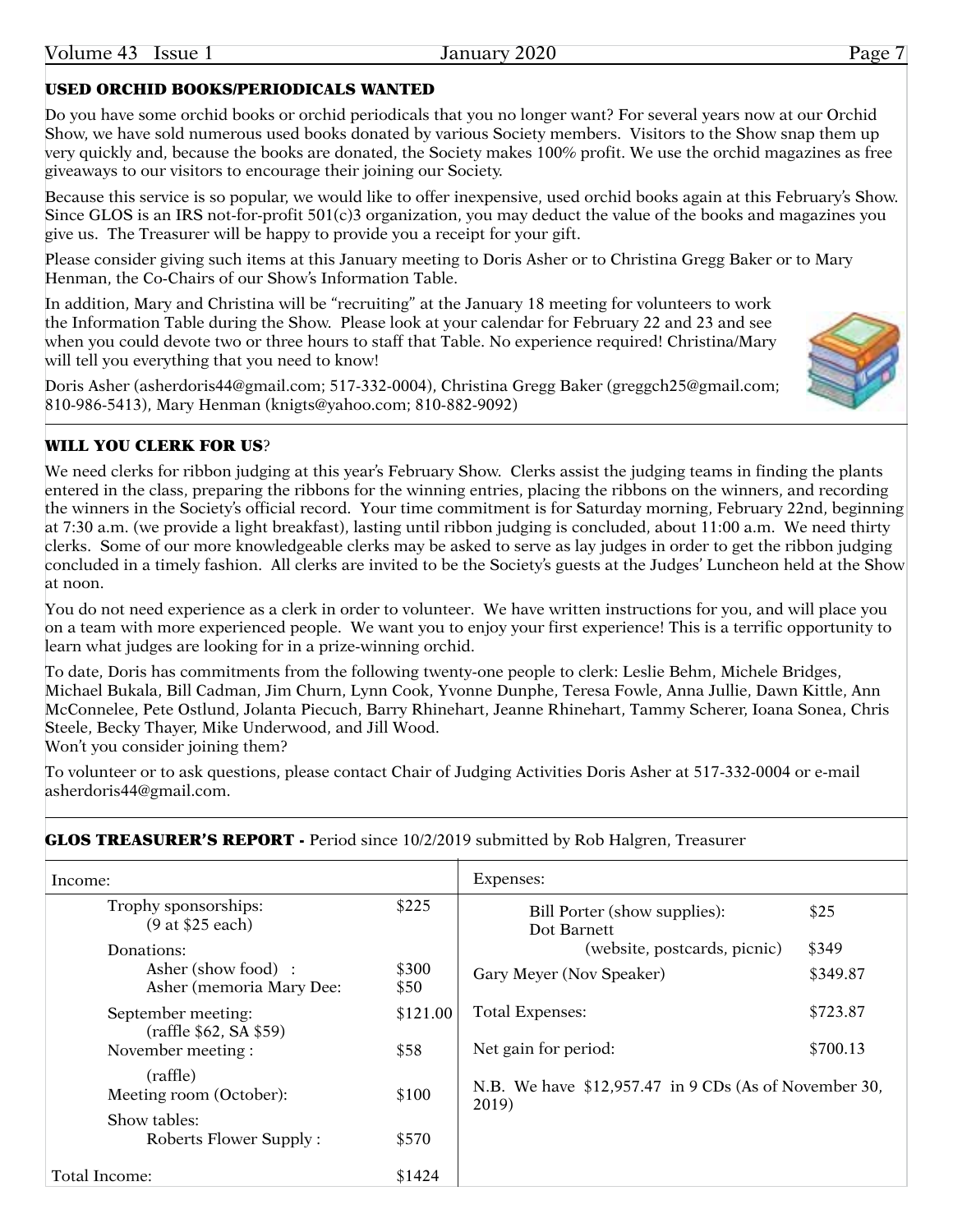## USED ORCHID BOOKS/PERIODICALS WANTED

Do you have some orchid books or orchid periodicals that you no longer want? For several years now at our Orchid Show, we have sold numerous used books donated by various Society members. Visitors to the Show snap them up very quickly and, because the books are donated, the Society makes 100% profit. We use the orchid magazines as free giveaways to our visitors to encourage their joining our Society.

Because this service is so popular, we would like to offer inexpensive, used orchid books again at this February's Show. Since GLOS is an IRS not-for-profit 501(c)3 organization, you may deduct the value of the books and magazines you give us. The Treasurer will be happy to provide you a receipt for your gift.

Please consider giving such items at this January meeting to Doris Asher or to Christina Gregg Baker or to Mary Henman, the Co-Chairs of our Show's Information Table.

In addition, Mary and Christina will be "recruiting" at the January 18 meeting for volunteers to work the Information Table during the Show. Please look at your calendar for February 22 and 23 and see when you could devote two or three hours to staff that Table. No experience required! Christina/Mary will tell you everything that you need to know!

Doris Asher (asherdoris44@gmail.com; 517-332-0004), Christina Gregg Baker (greggch25@gmail.com; 810-986-5413), Mary Henman (knigts@yahoo.com; 810-882-9092)

## WILL YOU CLERK FOR US?

We need clerks for ribbon judging at this year's February Show. Clerks assist the judging teams in finding the plants entered in the class, preparing the ribbons for the winning entries, placing the ribbons on the winners, and recording the winners in the Society's official record. Your time commitment is for Saturday morning, February 22nd, beginning at 7:30 a.m. (we provide a light breakfast), lasting until ribbon judging is concluded, about 11:00 a.m. We need thirty clerks. Some of our more knowledgeable clerks may be asked to serve as lay judges in order to get the ribbon judging concluded in a timely fashion. All clerks are invited to be the Society's guests at the Judges' Luncheon held at the Show at noon.

You do not need experience as a clerk in order to volunteer. We have written instructions for you, and will place you on a team with more experienced people. We want you to enjoy your first experience! This is a terrific opportunity to learn what judges are looking for in a prize-winning orchid.

To date, Doris has commitments from the following twenty-one people to clerk: Leslie Behm, Michele Bridges, Michael Bukala, Bill Cadman, Jim Churn, Lynn Cook, Yvonne Dunphe, Teresa Fowle, Anna Jullie, Dawn Kittle, Ann McConnelee, Pete Ostlund, Jolanta Piecuch, Barry Rhinehart, Jeanne Rhinehart, Tammy Scherer, Ioana Sonea, Chris Steele, Becky Thayer, Mike Underwood, and Jill Wood.
Won't you consider joining them?

To volunteer or to ask questions, please contact Chair of Judging Activities Doris Asher at 517-332-0004 or e-mail asherdoris44@gmail.com.

## GLOS TREASURER'S REPORT - Period since 10/2/2019 submitted by Rob Halgren, Treasurer

| Income: | | Expenses: | |
|---|---|---|---|
| Trophy sponsorships: (9 at $25 each) | $225 | Bill Porter (show supplies): | $25 |
| Donations: | | Dot Barnett (website, postcards, picnic) | $349 |
| Asher (show food) : | $300 | Gary Meyer (Nov Speaker) | $349.87 |
| Asher (memoria Mary Dee: | $50 | | |
| September meeting: (raffle $62, SA $59) | $121.00 | Total Expenses: | $723.87 |
| November meeting : (raffle) | $58 | Net gain for period: | $700.13 |
| Meeting room (October): | $100 | N.B. We have $12,957.47 in 9 CDs (As of November 30, 2019) | |
| Show tables: | | | |
| Roberts Flower Supply : | $570 | | |
| Total Income: | $1424 | | |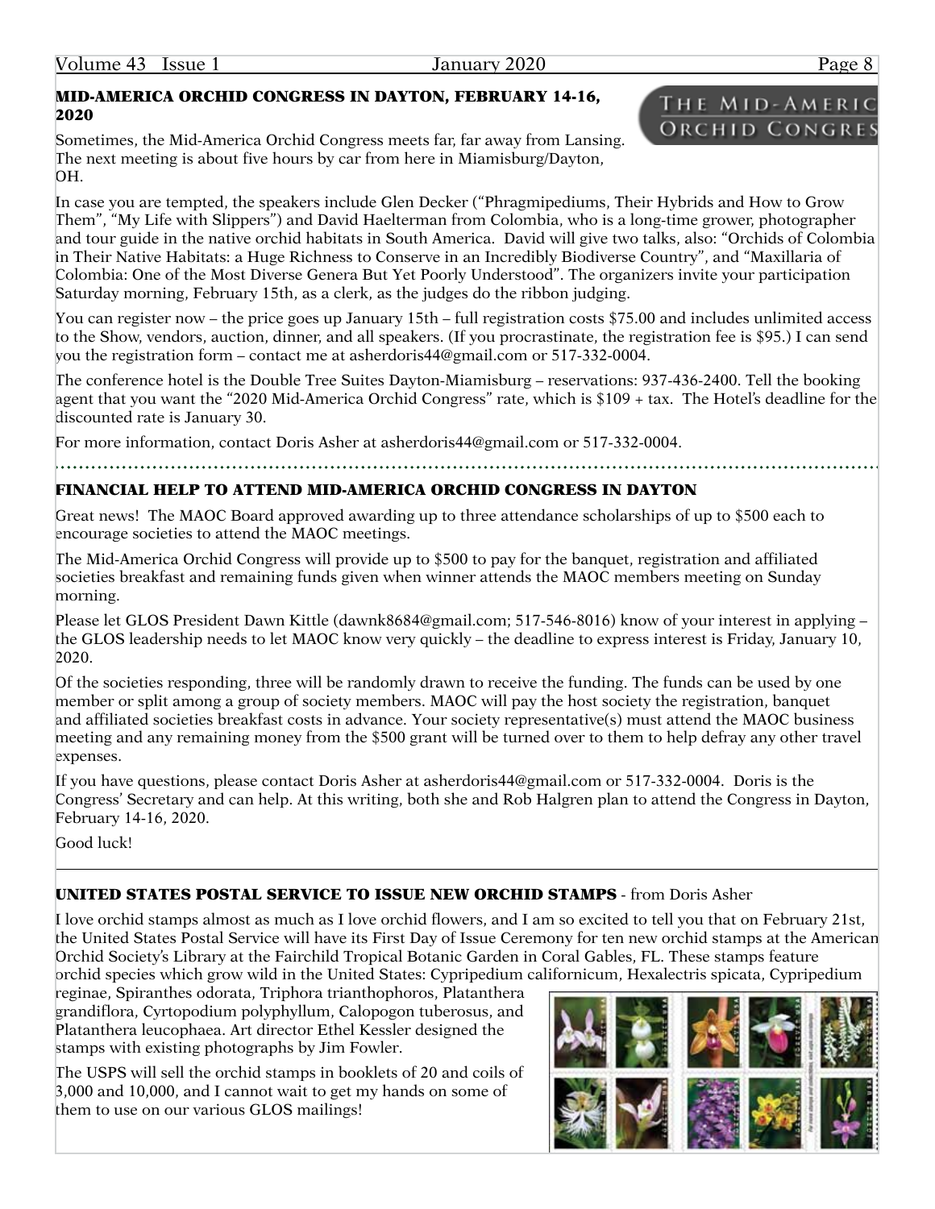## MID-AMERICA ORCHID CONGRESS IN DAYTON, FEBRUARY 14-16, 2020

Sometimes, the Mid-America Orchid Congress meets far, far away from Lansing. The next meeting is about five hours by car from here in Miamisburg/Dayton, OH.

In case you are tempted, the speakers include Glen Decker ("Phragmipediums, Their Hybrids and How to Grow Them", "My Life with Slippers") and David Haelterman from Colombia, who is a long-time grower, photographer and tour guide in the native orchid habitats in South America. David will give two talks, also: "Orchids of Colombia in Their Native Habitats: a Huge Richness to Conserve in an Incredibly Biodiverse Country", and "Maxillaria of Colombia: One of the Most Diverse Genera But Yet Poorly Understood". The organizers invite your participation Saturday morning, February 15th, as a clerk, as the judges do the ribbon judging.

You can register now – the price goes up January 15th – full registration costs $75.00 and includes unlimited access to the Show, vendors, auction, dinner, and all speakers. (If you procrastinate, the registration fee is $95.) I can send you the registration form – contact me at asherdoris44@gmail.com or 517-332-0004.

The conference hotel is the Double Tree Suites Dayton-Miamisburg – reservations: 937-436-2400. Tell the booking agent that you want the "2020 Mid-America Orchid Congress" rate, which is $109 + tax. The Hotel's deadline for the discounted rate is January 30.

For more information, contact Doris Asher at asherdoris44@gmail.com or 517-332-0004.

## FINANCIAL HELP TO ATTEND MID-AMERICA ORCHID CONGRESS IN DAYTON

Great news! The MAOC Board approved awarding up to three attendance scholarships of up to $500 each to encourage societies to attend the MAOC meetings.

The Mid-America Orchid Congress will provide up to $500 to pay for the banquet, registration and affiliated societies breakfast and remaining funds given when winner attends the MAOC members meeting on Sunday morning.

Please let GLOS President Dawn Kittle (dawnk8684@gmail.com; 517-546-8016) know of your interest in applying – the GLOS leadership needs to let MAOC know very quickly – the deadline to express interest is Friday, January 10, 2020.

Of the societies responding, three will be randomly drawn to receive the funding. The funds can be used by one member or split among a group of society members. MAOC will pay the host society the registration, banquet and affiliated societies breakfast costs in advance. Your society representative(s) must attend the MAOC business meeting and any remaining money from the $500 grant will be turned over to them to help defray any other travel expenses.

If you have questions, please contact Doris Asher at asherdoris44@gmail.com or 517-332-0004. Doris is the Congress' Secretary and can help. At this writing, both she and Rob Halgren plan to attend the Congress in Dayton, February 14-16, 2020.

Good luck!

## UNITED STATES POSTAL SERVICE TO ISSUE NEW ORCHID STAMPS - from Doris Asher

I love orchid stamps almost as much as I love orchid flowers, and I am so excited to tell you that on February 21st, the United States Postal Service will have its First Day of Issue Ceremony for ten new orchid stamps at the American Orchid Society's Library at the Fairchild Tropical Botanic Garden in Coral Gables, FL. These stamps feature orchid species which grow wild in the United States: Cypripedium californicum, Hexalectris spicata, Cypripedium reginae, Spiranthes odorata, Triphora trianthophoros, Platanthera grandiflora, Cyrtopodium polyphyllum, Calopogon tuberosus, and Platanthera leucophaea. Art director Ethel Kessler designed the stamps with existing photographs by Jim Fowler.

The USPS will sell the orchid stamps in booklets of 20 and coils of 3,000 and 10,000, and I cannot wait to get my hands on some of them to use on our various GLOS mailings!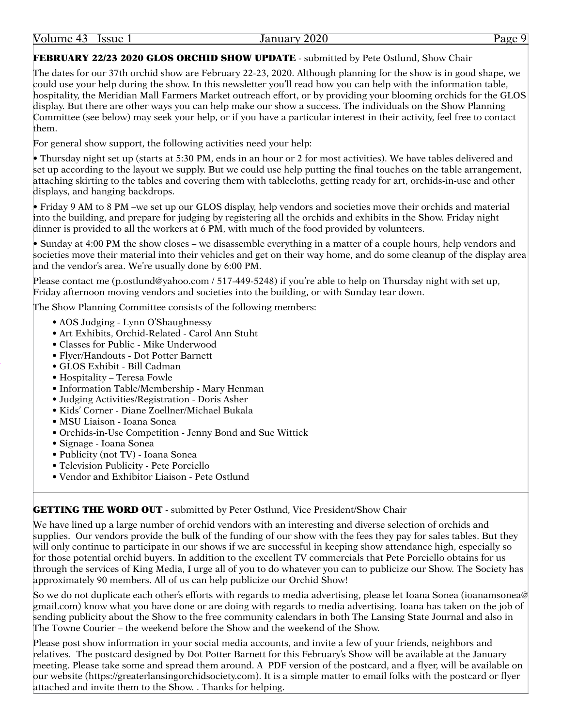**FEBRUARY 22/23 2020 GLOS ORCHID SHOW UPDATE** - submitted by Pete Ostlund, Show Chair

The dates for our 37th orchid show are February 22-23, 2020. Although planning for the show is in good shape, we could use your help during the show. In this newsletter you'll read how you can help with the information table, hospitality, the Meridian Mall Farmers Market outreach effort, or by providing your blooming orchids for the GLOS display. But there are other ways you can help make our show a success. The individuals on the Show Planning Committee (see below) may seek your help, or if you have a particular interest in their activity, feel free to contact them.

For general show support, the following activities need your help:

• Thursday night set up (starts at 5:30 PM, ends in an hour or 2 for most activities). We have tables delivered and set up according to the layout we supply. But we could use help putting the final touches on the table arrangement, attaching skirting to the tables and covering them with tablecloths, getting ready for art, orchids-in-use and other displays, and hanging backdrops.

• Friday 9 AM to 8 PM –we set up our GLOS display, help vendors and societies move their orchids and material into the building, and prepare for judging by registering all the orchids and exhibits in the Show. Friday night dinner is provided to all the workers at 6 PM, with much of the food provided by volunteers.

• Sunday at 4:00 PM the show closes – we disassemble everything in a matter of a couple hours, help vendors and societies move their material into their vehicles and get on their way home, and do some cleanup of the display area and the vendor's area. We're usually done by 6:00 PM.

Please contact me (p.ostlund@yahoo.com / 517-449-5248) if you're able to help on Thursday night with set up, Friday afternoon moving vendors and societies into the building, or with Sunday tear down.

The Show Planning Committee consists of the following members:

- AOS Judging - Lynn O'Shaughnessy
- Art Exhibits, Orchid-Related - Carol Ann Stuht
- Classes for Public - Mike Underwood
- Flyer/Handouts - Dot Potter Barnett
- GLOS Exhibit - Bill Cadman
- Hospitality – Teresa Fowle
- Information Table/Membership - Mary Henman
- Judging Activities/Registration - Doris Asher
- Kids' Corner - Diane Zoellner/Michael Bukala
- MSU Liaison - Ioana Sonea
- Orchids-in-Use Competition - Jenny Bond and Sue Wittick
- Signage - Ioana Sonea
- Publicity (not TV) - Ioana Sonea
- Television Publicity - Pete Porciello
- Vendor and Exhibitor Liaison - Pete Ostlund

---

**GETTING THE WORD OUT** - submitted by Peter Ostlund, Vice President/Show Chair

We have lined up a large number of orchid vendors with an interesting and diverse selection of orchids and supplies. Our vendors provide the bulk of the funding of our show with the fees they pay for sales tables. But they will only continue to participate in our shows if we are successful in keeping show attendance high, especially so for those potential orchid buyers. In addition to the excellent TV commercials that Pete Porciello obtains for us through the services of King Media, I urge all of you to do whatever you can to publicize our Show. The Society has approximately 90 members. All of us can help publicize our Orchid Show!

So we do not duplicate each other's efforts with regards to media advertising, please let Ioana Sonea (ioanamsonea@gmail.com) know what you have done or are doing with regards to media advertising. Ioana has taken on the job of sending publicity about the Show to the free community calendars in both The Lansing State Journal and also in The Towne Courier – the weekend before the Show and the weekend of the Show.

Please post show information in your social media accounts, and invite a few of your friends, neighbors and relatives. The postcard designed by Dot Potter Barnett for this February's Show will be available at the January meeting. Please take some and spread them around. A PDF version of the postcard, and a flyer, will be available on our website (https://greaterlansingorchidsociety.com). It is a simple matter to email folks with the postcard or flyer attached and invite them to the Show. . Thanks for helping.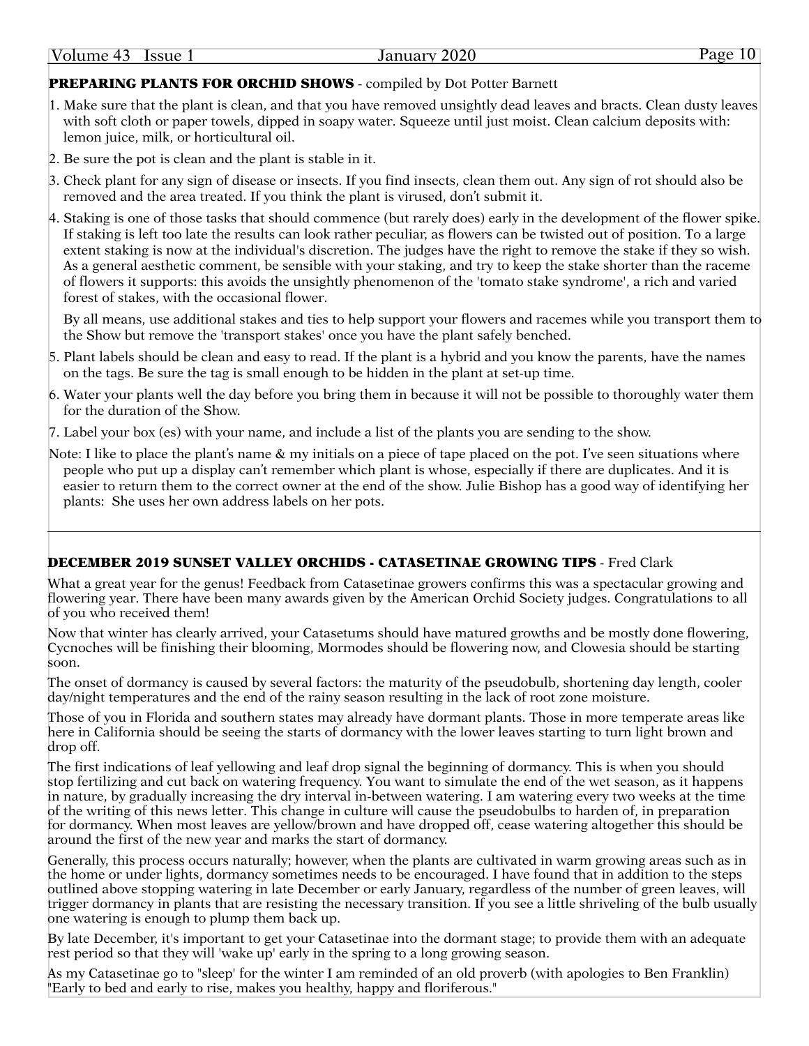## PREPARING PLANTS FOR ORCHID SHOWS - compiled by Dot Potter Barnett

1. Make sure that the plant is clean, and that you have removed unsightly dead leaves and bracts. Clean dusty leaves with soft cloth or paper towels, dipped in soapy water. Squeeze until just moist. Clean calcium deposits with: lemon juice, milk, or horticultural oil.
2. Be sure the pot is clean and the plant is stable in it.
3. Check plant for any sign of disease or insects. If you find insects, clean them out. Any sign of rot should also be removed and the area treated. If you think the plant is virused, don't submit it.
4. Staking is one of those tasks that should commence (but rarely does) early in the development of the flower spike. If staking is left too late the results can look rather peculiar, as flowers can be twisted out of position. To a large extent staking is now at the individual's discretion. The judges have the right to remove the stake if they so wish. As a general aesthetic comment, be sensible with your staking, and try to keep the stake shorter than the raceme of flowers it supports: this avoids the unsightly phenomenon of the 'tomato stake syndrome', a rich and varied forest of stakes, with the occasional flower.

   By all means, use additional stakes and ties to help support your flowers and racemes while you transport them to the Show but remove the 'transport stakes' once you have the plant safely benched.
5. Plant labels should be clean and easy to read. If the plant is a hybrid and you know the parents, have the names on the tags. Be sure the tag is small enough to be hidden in the plant at set-up time.
6. Water your plants well the day before you bring them in because it will not be possible to thoroughly water them for the duration of the Show.
7. Label your box (es) with your name, and include a list of the plants you are sending to the show.

Note: I like to place the plant's name & my initials on a piece of tape placed on the pot. I've seen situations where people who put up a display can't remember which plant is whose, especially if there are duplicates. And it is easier to return them to the correct owner at the end of the show. Julie Bishop has a good way of identifying her plants: She uses her own address labels on her pots.

---

## DECEMBER 2019 SUNSET VALLEY ORCHIDS - CATASETINAE GROWING TIPS - Fred Clark

What a great year for the genus! Feedback from Catasetinae growers confirms this was a spectacular growing and flowering year. There have been many awards given by the American Orchid Society judges. Congratulations to all of you who received them!

Now that winter has clearly arrived, your Catasetums should have matured growths and be mostly done flowering, Cycnoches will be finishing their blooming, Mormodes should be flowering now, and Clowesia should be starting soon.

The onset of dormancy is caused by several factors: the maturity of the pseudobulb, shortening day length, cooler day/night temperatures and the end of the rainy season resulting in the lack of root zone moisture.

Those of you in Florida and southern states may already have dormant plants. Those in more temperate areas like here in California should be seeing the starts of dormancy with the lower leaves starting to turn light brown and drop off.

The first indications of leaf yellowing and leaf drop signal the beginning of dormancy. This is when you should stop fertilizing and cut back on watering frequency. You want to simulate the end of the wet season, as it happens in nature, by gradually increasing the dry interval in-between watering. I am watering every two weeks at the time of the writing of this news letter. This change in culture will cause the pseudobulbs to harden of, in preparation for dormancy. When most leaves are yellow/brown and have dropped off, cease watering altogether this should be around the first of the new year and marks the start of dormancy.

Generally, this process occurs naturally; however, when the plants are cultivated in warm growing areas such as in the home or under lights, dormancy sometimes needs to be encouraged. I have found that in addition to the steps outlined above stopping watering in late December or early January, regardless of the number of green leaves, will trigger dormancy in plants that are resisting the necessary transition. If you see a little shriveling of the bulb usually one watering is enough to plump them back up.

By late December, it's important to get your Catasetinae into the dormant stage; to provide them with an adequate rest period so that they will 'wake up' early in the spring to a long growing season.

As my Catasetinae go to "sleep' for the winter I am reminded of an old proverb (with apologies to Ben Franklin) "Early to bed and early to rise, makes you healthy, happy and floriferous."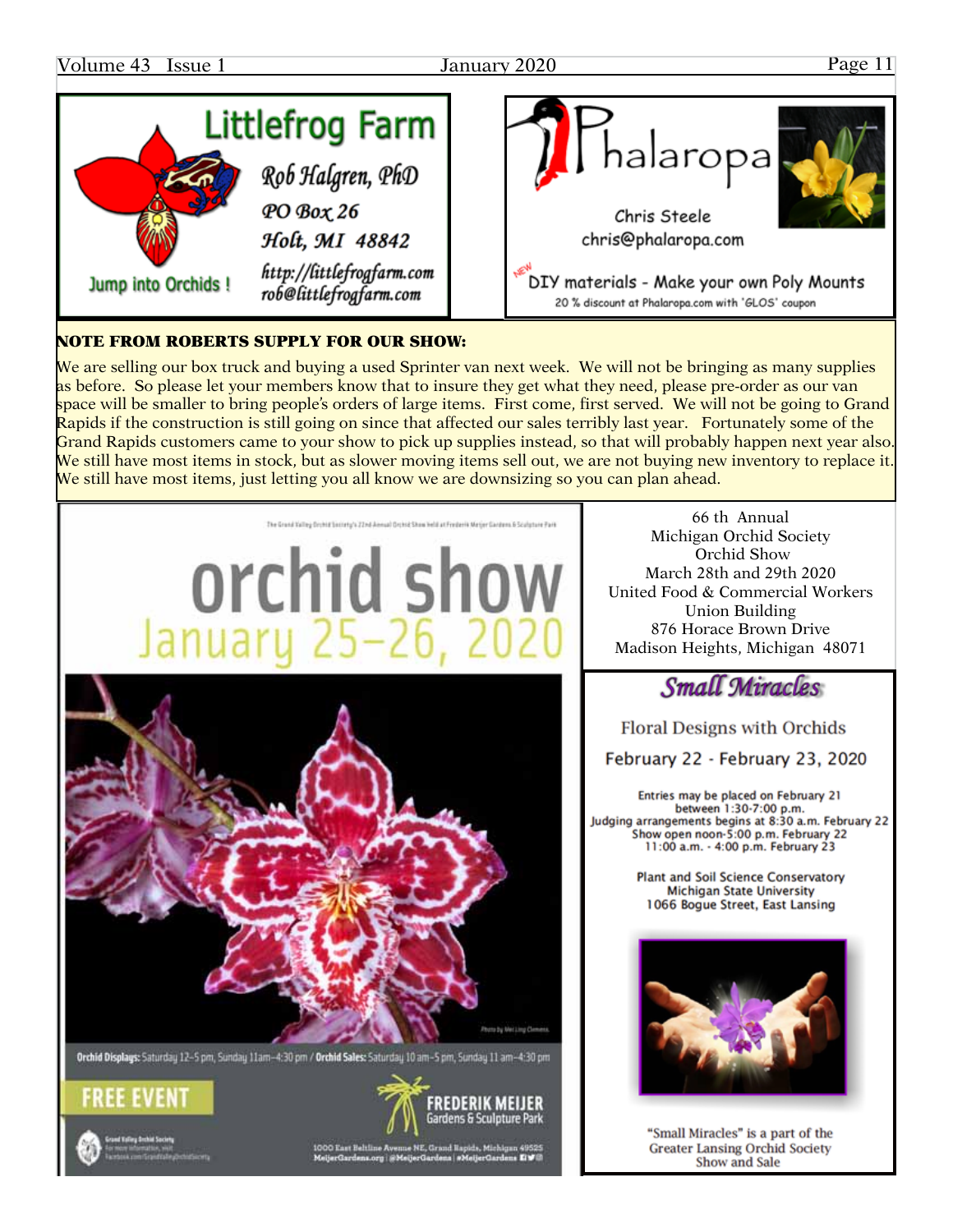## Littlefrog Farm

*Rob Halgren, PhD*
*PO Box 26*
*Holt, MI 48842*
*http://littlefrogfarm.com*
*rob@littlefrogfarm.com*

Jump into Orchids !

## Phalaropa

Chris Steele
chris@phalaropa.com

NEW DIY materials - Make your own Poly Mounts
20 % discount at Phalaropa.com with 'GLOS' coupon

**NOTE FROM ROBERTS SUPPLY FOR OUR SHOW:**

We are selling our box truck and buying a used Sprinter van next week. We will not be bringing as many supplies as before. So please let your members know that to insure they get what they need, please pre-order as our van space will be smaller to bring people's orders of large items. First come, first served. We will not be going to Grand Rapids if the construction is still going on since that affected our sales terribly last year. Fortunately some of the Grand Rapids customers came to your show to pick up supplies instead, so that will probably happen next year also. We still have most items in stock, but as slower moving items sell out, we are not buying new inventory to replace it. We still have most items, just letting you all know we are downsizing so you can plan ahead.

The Grand Valley Orchid Society's 22nd Annual Orchid Show held at Frederik Meijer Gardens & Sculpture Park

# orchid show
## January 25–26, 2020

Photo by Mei Ling Clemens

**Orchid Displays:** Saturday 12–5 pm, Sunday 11am–4:30 pm / **Orchid Sales:** Saturday 10 am–5 pm, Sunday 11 am–4:30 pm

**FREE EVENT**

Grand Valley Orchid Society
For more information, visit Facebook.com/GrandValleyOrchidSociety

FREDERIK MEIJER Gardens & Sculpture Park
1000 East Beltline Avenue NE, Grand Rapids, Michigan 49525
MeijerGardens.org | @MeijerGardens | #MeijerGardens

66 th Annual
Michigan Orchid Society
Orchid Show
March 28th and 29th 2020
United Food & Commercial Workers
Union Building
876 Horace Brown Drive
Madison Heights, Michigan 48071

## *Small Miracles*

Floral Designs with Orchids

February 22 - February 23, 2020

Entries may be placed on February 21
between 1:30-7:00 p.m.
Judging arrangements begins at 8:30 a.m. February 22
Show open noon-5:00 p.m. February 22
11:00 a.m. - 4:00 p.m. February 23

Plant and Soil Science Conservatory
Michigan State University
1066 Bogue Street, East Lansing

"Small Miracles" is a part of the
Greater Lansing Orchid Society
Show and Sale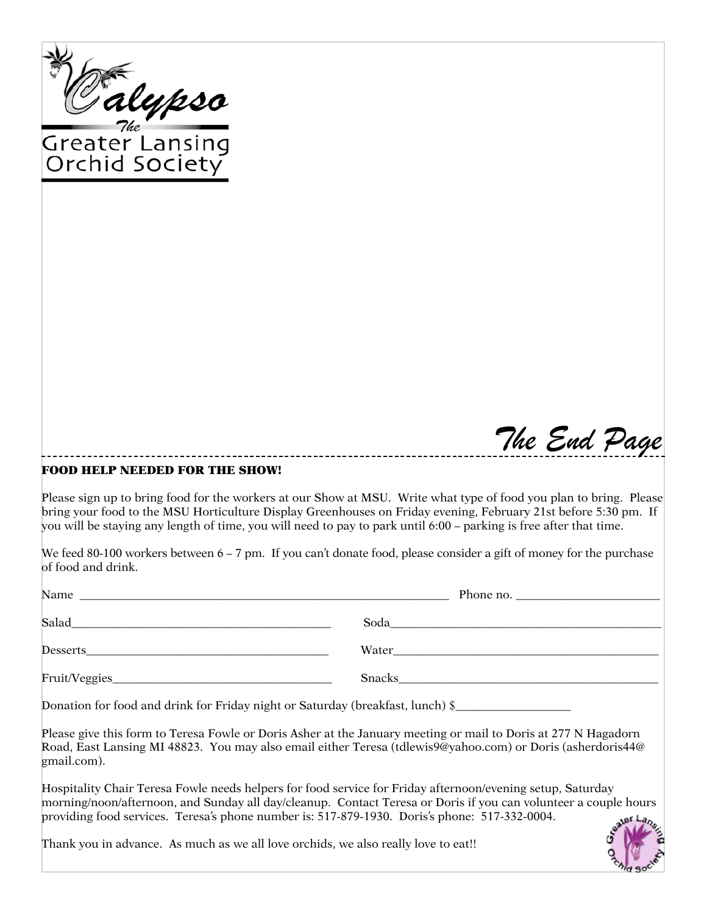Calypso

The Greater Lansing Orchid Society

# The End Page

**FOOD HELP NEEDED FOR THE SHOW!**

Please sign up to bring food for the workers at our Show at MSU. Write what type of food you plan to bring. Please bring your food to the MSU Horticulture Display Greenhouses on Friday evening, February 21st before 5:30 pm. If you will be staying any length of time, you will need to pay to park until 6:00 – parking is free after that time.

We feed 80-100 workers between 6 – 7 pm. If you can't donate food, please consider a gift of money for the purchase of food and drink.

Name ______________________________________________ Phone no. __________________

Salad_________________________________ Soda____________________________________

Desserts______________________________ Water___________________________________

Fruit/Veggies__________________________ Snacks__________________________________

Donation for food and drink for Friday night or Saturday (breakfast, lunch) $_______________

Please give this form to Teresa Fowle or Doris Asher at the January meeting or mail to Doris at 277 N Hagadorn Road, East Lansing MI 48823. You may also email either Teresa (tdlewis9@yahoo.com) or Doris (asherdoris44@gmail.com).

Hospitality Chair Teresa Fowle needs helpers for food service for Friday afternoon/evening setup, Saturday morning/noon/afternoon, and Sunday all day/cleanup. Contact Teresa or Doris if you can volunteer a couple hours providing food services. Teresa's phone number is: 517-879-1930. Doris's phone: 517-332-0004.

Thank you in advance. As much as we all love orchids, we also really love to eat!!